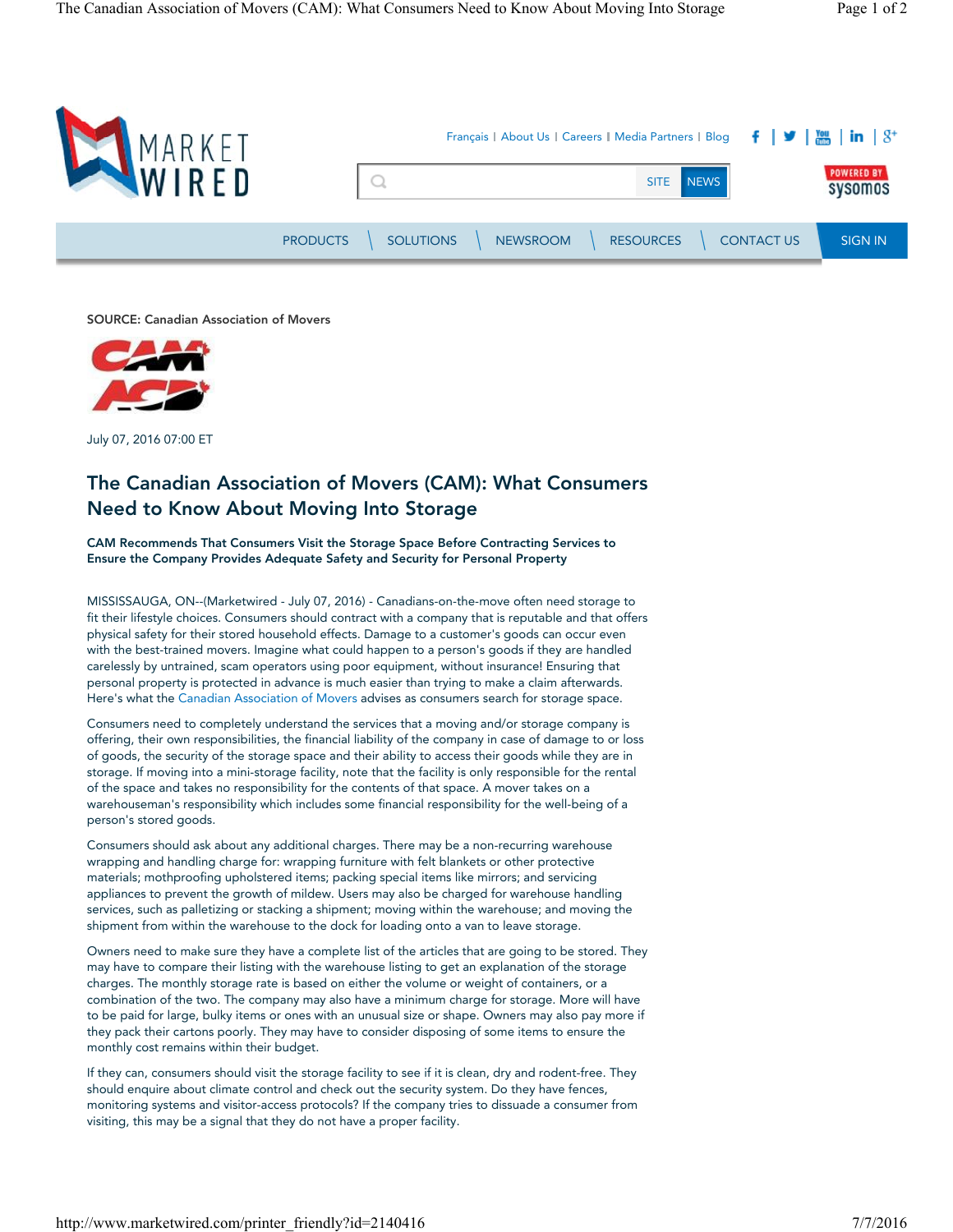SOURCE: Canadian Association of Movers

July 07, 2016 07:00 ET

# The Canadian Association of Movers (CAM): What Consumers Need to Know About Moving Into Storage

**CAM Recommends That Consumers Visit the Storage Space Before Contracting Services to Ensure the Company Provides Adequate Safety and Security for Personal Property**

MISSISSAUGA, ON--(Marketwired - July 07, 2016) - Canadians-on-the-move often need storage to fit their lifestyle choices. Consumers should contract with a company that is reputable and that offers physical safety for their stored household effects. Damage to a customer's goods can occur even with the best-trained movers. Imagine what could happen to a person's goods if they are handled carelessly by untrained, scam operators using poor equipment, without insurance! Ensuring that personal property is protected in advance is much easier than trying to make a claim afterwards. Here's what the Canadian Association of Movers advises as consumers search for storage space.

Consumers need to completely understand the services that a moving and/or storage company is offering, their own responsibilities, the financial liability of the company in case of damage to or loss of goods, the security of the storage space and their ability to access their goods while they are in storage. If moving into a mini-storage facility, note that the facility is only responsible for the rental of the space and takes no responsibility for the contents of that space. A mover takes on a warehouseman's responsibility which includes some financial responsibility for the well-being of a person's stored goods.

Consumers should ask about any additional charges. There may be a non-recurring warehouse wrapping and handling charge for: wrapping furniture with felt blankets or other protective materials; mothproofing upholstered items; packing special items like mirrors; and servicing appliances to prevent the growth of mildew. Users may also be charged for warehouse handling services, such as palletizing or stacking a shipment; moving within the warehouse; and moving the shipment from within the warehouse to the dock for loading onto a van to leave storage.

Owners need to make sure they have a complete list of the articles that are going to be stored. They may have to compare their listing with the warehouse listing to get an explanation of the storage charges. The monthly storage rate is based on either the volume or weight of containers, or a combination of the two. The company may also have a minimum charge for storage. More will have to be paid for large, bulky items or ones with an unusual size or shape. Owners may also pay more if they pack their cartons poorly. They may have to consider disposing of some items to ensure the monthly cost remains within their budget.

If they can, consumers should visit the storage facility to see if it is clean, dry and rodent-free. They should enquire about climate control and check out the security system. Do they have fences, monitoring systems and visitor-access protocols? If the company tries to dissuade a consumer from visiting, this may be a signal that they do not have a proper facility.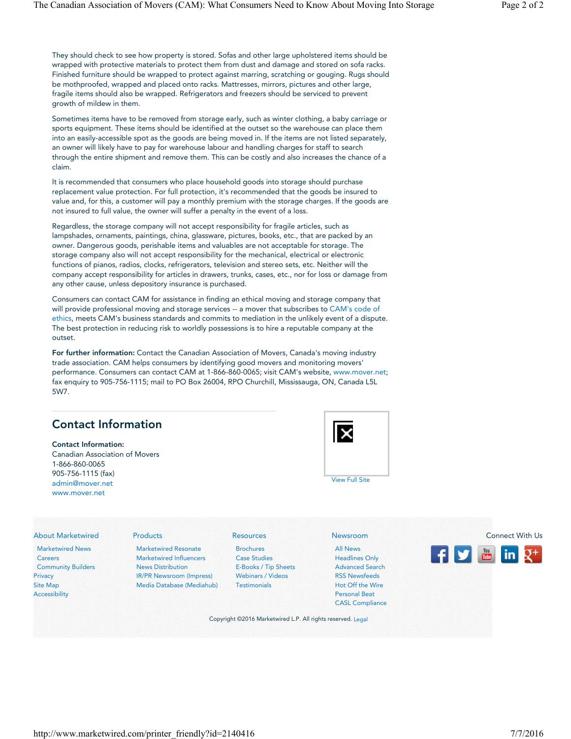They should check to see how property is stored. Sofas and other large upholstered items should be wrapped with protective materials to protect them from dust and damage and stored on sofa racks. Finished furniture should be wrapped to protect against marring, scratching or gouging. Rugs should be mothproofed, wrapped and placed onto racks. Mattresses, mirrors, pictures and other large, fragile items should also be wrapped. Refrigerators and freezers should be serviced to prevent growth of mildew in them.

Sometimes items have to be removed from storage early, such as winter clothing, a baby carriage or sports equipment. These items should be identified at the outset so the warehouse can place them into an easily-accessible spot as the goods are being moved in. If the items are not listed separately, an owner will likely have to pay for warehouse labour and handling charges for staff to search through the entire shipment and remove them. This can be costly and also increases the chance of a claim.

It is recommended that consumers who place household goods into storage should purchase replacement value protection. For full protection, it's recommended that the goods be insured to value and, for this, a customer will pay a monthly premium with the storage charges. If the goods are not insured to full value, the owner will suffer a penalty in the event of a loss.

Regardless, the storage company will not accept responsibility for fragile articles, such as lampshades, ornaments, paintings, china, glassware, pictures, books, etc., that are packed by an owner. Dangerous goods, perishable items and valuables are not acceptable for storage. The storage company also will not accept responsibility for the mechanical, electrical or electronic functions of pianos, radios, clocks, refrigerators, television and stereo sets, etc. Neither will the company accept responsibility for articles in drawers, trunks, cases, etc., nor for loss or damage from any other cause, unless depository insurance is purchased.

Consumers can contact CAM for assistance in finding an ethical moving and storage company that will provide professional moving and storage services -- a mover that subscribes to CAM's code of ethics, meets CAM's business standards and commits to mediation in the unlikely event of a dispute. The best protection in reducing risk to worldly possessions is to hire a reputable company at the outset.

**For further information:** Contact the Canadian Association of Movers, Canada's moving industry trade association. CAM helps consumers by identifying good movers and monitoring movers' performance. Consumers can contact CAM at 1-866-860-0065; visit CAM's website, www.mover.net; fax enquiry to 905-756-1115; mail to PO Box 26004, RPO Churchill, Mississauga, ON, Canada L5L 5W7.

## Contact Information

**Contact Information:**
Canadian Association of Movers
1-866-860-0065
905-756-1115 (fax)
admin@mover.net
www.mover.net

View Full Site

About Marketwired
- Marketwired News
- Careers
- Community Builders
- Privacy
- Site Map
- Accessibility

Products
- Marketwired Resonate
- Marketwired Influencers
- News Distribution
- IR/PR Newsroom (Impress)
- Media Database (Mediahub)

Resources
- Brochures
- Case Studies
- E-Books / Tip Sheets
- Webinars / Videos
- Testimonials

Newsroom
- All News
- Headlines Only
- Advanced Search
- RSS Newsfeeds
- Hot Off the Wire
- Personal Beat
- CASL Compliance

Connect With Us

Copyright ©2016 Marketwired L.P. All rights reserved. Legal